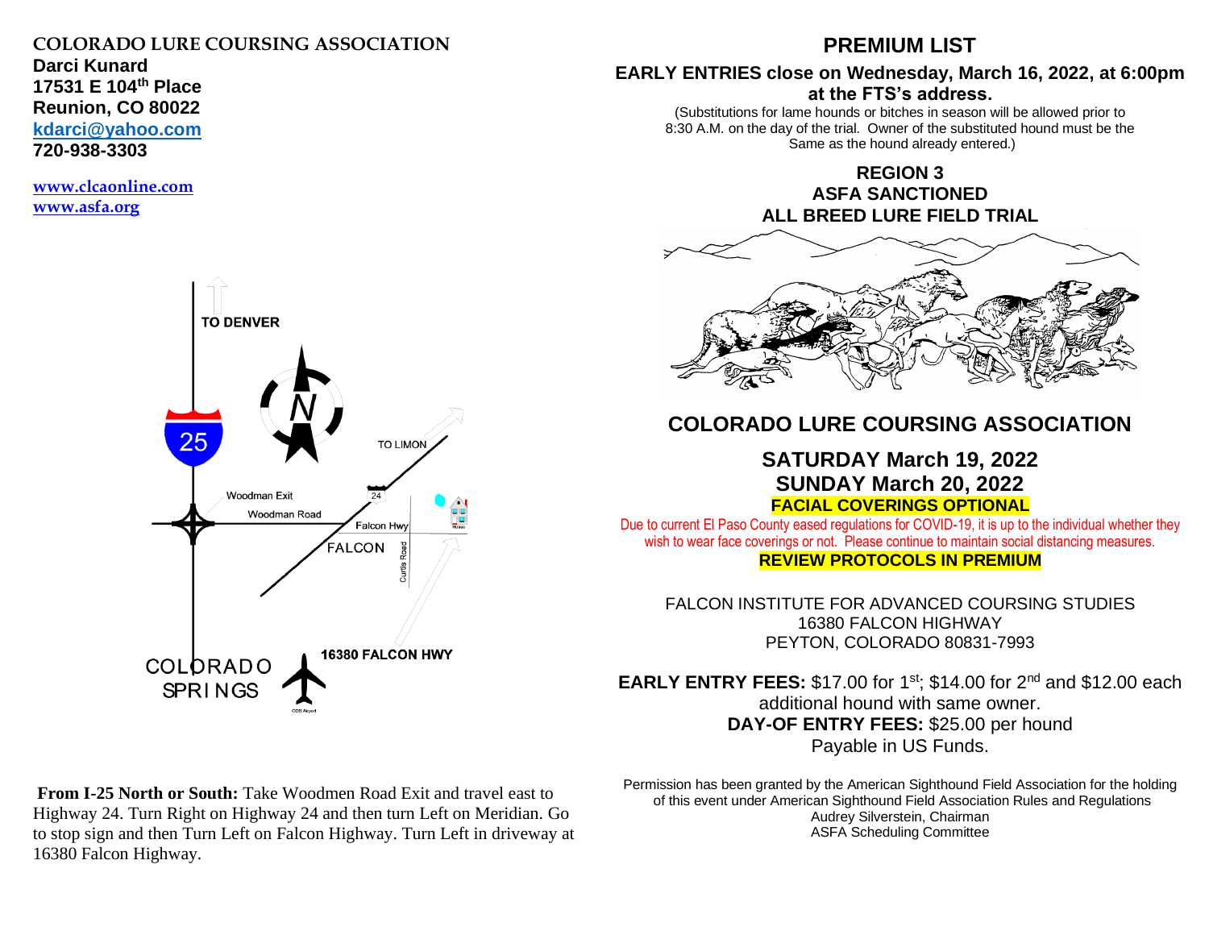**COLORADO LURE COURSING ASSOCIATION**
**Darci Kunard**
**17531 E 104th Place**
**Reunion, CO 80022**
**kdarci@yahoo.com**
**720-938-3303**

**www.clcaonline.com**
**www.asfa.org**

TO DENVER

25

Woodman Exit
Woodman Road
TO LIMON
24
Falcon Hwy
FALCON
Curtis Road
16380 FALCON HWY
COLORADO SPRINGS

**From I-25 North or South:** Take Woodmen Road Exit and travel east to Highway 24. Turn Right on Highway 24 and then turn Left on Meridian. Go to stop sign and then Turn Left on Falcon Highway. Turn Left in driveway at 16380 Falcon Highway.

# PREMIUM LIST

**EARLY ENTRIES close on Wednesday, March 16, 2022, at 6:00pm at the FTS's address.**

(Substitutions for lame hounds or bitches in season will be allowed prior to 8:30 A.M. on the day of the trial. Owner of the substituted hound must be the Same as the hound already entered.)

**REGION 3**
**ASFA SANCTIONED**
**ALL BREED LURE FIELD TRIAL**

## COLORADO LURE COURSING ASSOCIATION

**SATURDAY March 19, 2022**
**SUNDAY March 20, 2022**
**FACIAL COVERINGS OPTIONAL**

Due to current El Paso County eased regulations for COVID-19, it is up to the individual whether they wish to wear face coverings or not. Please continue to maintain social distancing measures.

**REVIEW PROTOCOLS IN PREMIUM**

FALCON INSTITUTE FOR ADVANCED COURSING STUDIES
16380 FALCON HIGHWAY
PEYTON, COLORADO 80831-7993

**EARLY ENTRY FEES:** $17.00 for 1st; $14.00 for 2nd and $12.00 each additional hound with same owner.
**DAY-OF ENTRY FEES:** $25.00 per hound
Payable in US Funds.

Permission has been granted by the American Sighthound Field Association for the holding of this event under American Sighthound Field Association Rules and Regulations
Audrey Silverstein, Chairman
ASFA Scheduling Committee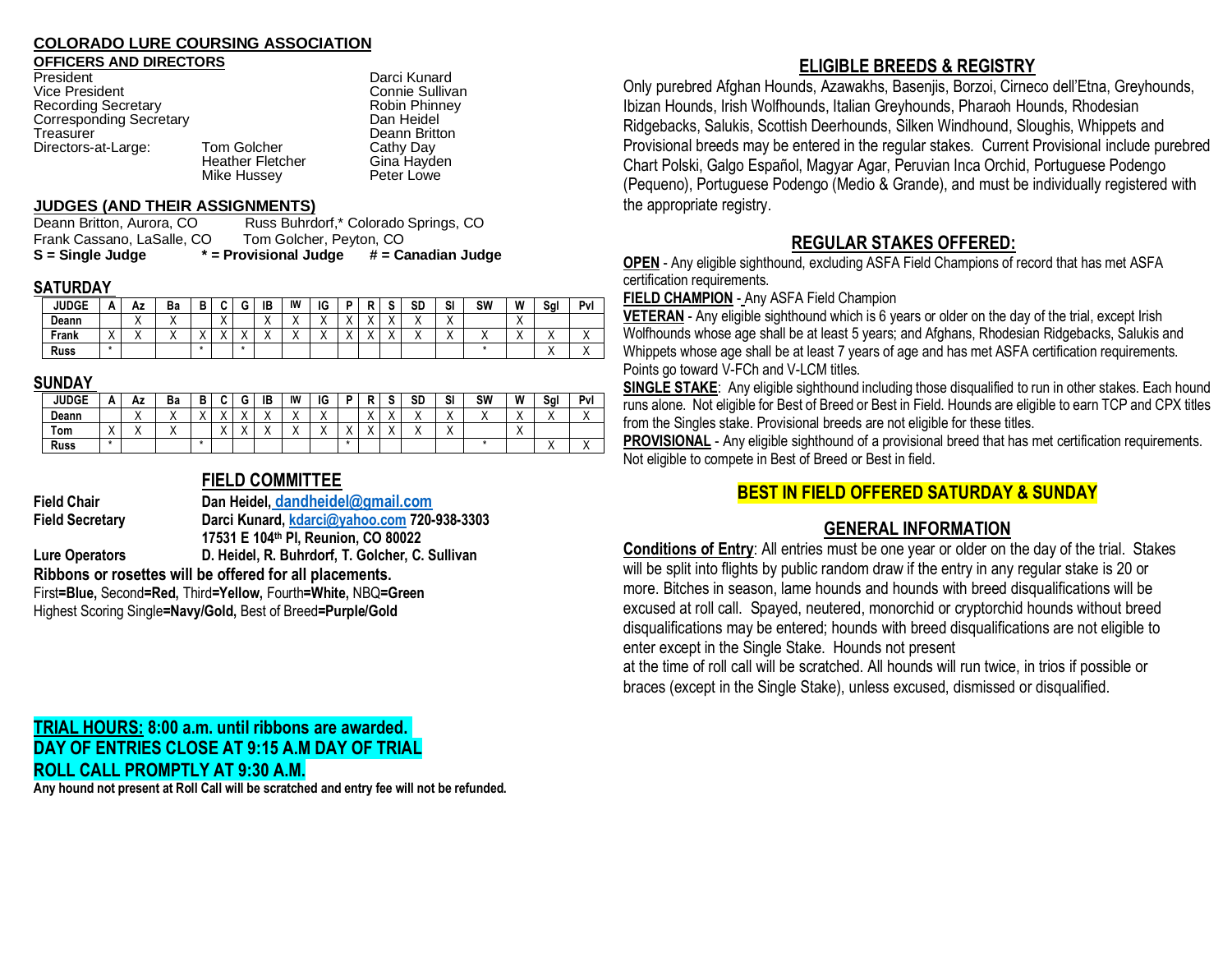## COLORADO LURE COURSING ASSOCIATION

### OFFICERS AND DIRECTORS

| | | |
|---|---|---|
| President | | Darci Kunard |
| Vice President | | Connie Sullivan |
| Recording Secretary | | Robin Phinney |
| Corresponding Secretary | | Dan Heidel |
| Treasurer | | Deann Britton |
| Directors-at-Large: | Tom Golcher | Cathy Day |
| | Heather Fletcher | Gina Hayden |
| | Mike Hussey | Peter Lowe |

### JUDGES (AND THEIR ASSIGNMENTS)

Deann Britton, Aurora, CO Russ Buhrdorf,* Colorado Springs, CO
Frank Cassano, LaSalle, CO Tom Golcher, Peyton, CO
**S = Single Judge * = Provisional Judge # = Canadian Judge**

### SATURDAY

| JUDGE | A | Az | Ba | B | C | G | IB | IW | IG | P | R | S | SD | SI | SW | W | Sgl | Pvl |
|---|---|---|---|---|---|---|---|---|---|---|---|---|---|---|---|---|---|---|
| Deann | | X | X | | X | | X | X | X | X | X | X | X | X | | X | | |
| Frank | X | X | X | X | X | X | X | X | X | X | X | X | X | X | X | X | X | X |
| Russ | * | | | * | | * | | | | | | | | | * | | X | X |

### SUNDAY

| JUDGE | A | Az | Ba | B | C | G | IB | IW | IG | P | R | S | SD | SI | SW | W | Sgl | Pvl |
|---|---|---|---|---|---|---|---|---|---|---|---|---|---|---|---|---|---|---|
| Deann | | X | X | X | X | X | X | X | X | | X | X | X | X | X | X | X | X |
| Tom | X | X | X | | X | X | X | X | X | X | X | X | X | X | | X | | |
| Russ | * | | | * | | | | | | * | | | | | * | | X | X |

## FIELD COMMITTEE

**Field Chair** **Dan Heidel, dandheidel@gmail.com**
**Field Secretary** **Darci Kunard, kdarci@yahoo.com 720-938-3303**
**17531 E 104th Pl, Reunion, CO 80022**
**Lure Operators** **D. Heidel, R. Buhrdorf, T. Golcher, C. Sullivan**

**Ribbons or rosettes will be offered for all placements.**
First**=Blue,** Second**=Red,** Third**=Yellow,** Fourth**=White,** NBQ**=Green**
Highest Scoring Single**=Navy/Gold,** Best of Breed**=Purple/Gold**

**TRIAL HOURS: 8:00 a.m. until ribbons are awarded.**
**DAY OF ENTRIES CLOSE AT 9:15 A.M DAY OF TRIAL**
**ROLL CALL PROMPTLY AT 9:30 A.M.**
**Any hound not present at Roll Call will be scratched and entry fee will not be refunded.**

## ELIGIBLE BREEDS & REGISTRY

Only purebred Afghan Hounds, Azawakhs, Basenjis, Borzoi, Cirneco dell'Etna, Greyhounds, Ibizan Hounds, Irish Wolfhounds, Italian Greyhounds, Pharaoh Hounds, Rhodesian Ridgebacks, Salukis, Scottish Deerhounds, Silken Windhound, Sloughis, Whippets and Provisional breeds may be entered in the regular stakes. Current Provisional include purebred Chart Polski, Galgo Español, Magyar Agar, Peruvian Inca Orchid, Portuguese Podengo (Pequeno), Portuguese Podengo (Medio & Grande), and must be individually registered with the appropriate registry.

## REGULAR STAKES OFFERED:

**OPEN** - Any eligible sighthound, excluding ASFA Field Champions of record that has met ASFA certification requirements.

**FIELD CHAMPION** - Any ASFA Field Champion

**VETERAN** - Any eligible sighthound which is 6 years or older on the day of the trial, except Irish Wolfhounds whose age shall be at least 5 years; and Afghans, Rhodesian Ridgebacks, Salukis and Whippets whose age shall be at least 7 years of age and has met ASFA certification requirements. Points go toward V-FCh and V-LCM titles.

**SINGLE STAKE**: Any eligible sighthound including those disqualified to run in other stakes. Each hound runs alone. Not eligible for Best of Breed or Best in Field. Hounds are eligible to earn TCP and CPX titles from the Singles stake. Provisional breeds are not eligible for these titles.

**PROVISIONAL** - Any eligible sighthound of a provisional breed that has met certification requirements. Not eligible to compete in Best of Breed or Best in field.

**BEST IN FIELD OFFERED SATURDAY & SUNDAY**

## GENERAL INFORMATION

**Conditions of Entry**: All entries must be one year or older on the day of the trial. Stakes will be split into flights by public random draw if the entry in any regular stake is 20 or more. Bitches in season, lame hounds and hounds with breed disqualifications will be excused at roll call. Spayed, neutered, monorchid or cryptorchid hounds without breed disqualifications may be entered; hounds with breed disqualifications are not eligible to enter except in the Single Stake. Hounds not present at the time of roll call will be scratched. All hounds will run twice, in trios if possible or braces (except in the Single Stake), unless excused, dismissed or disqualified.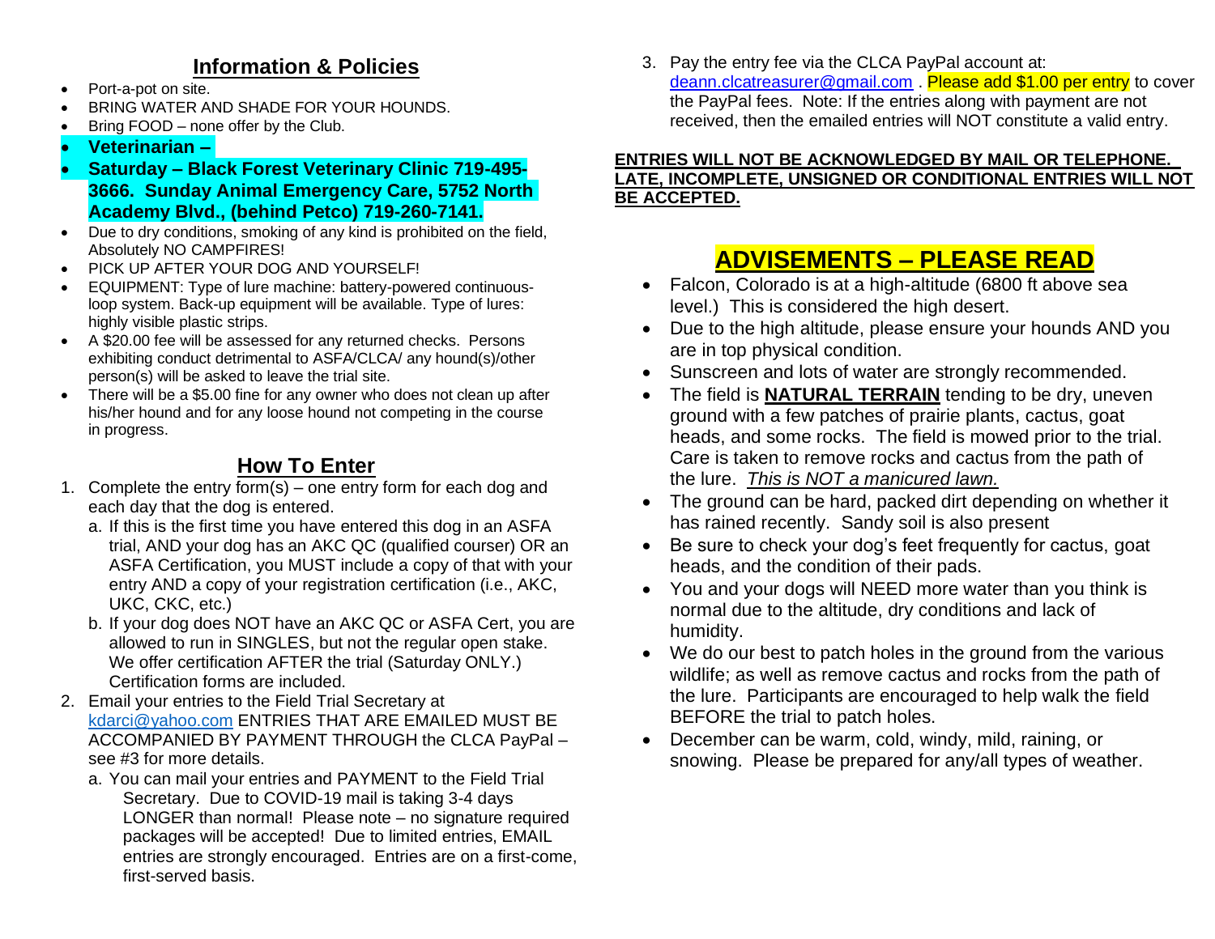## Information & Policies

- Port-a-pot on site.
- BRING WATER AND SHADE FOR YOUR HOUNDS.
- Bring FOOD – none offer by the Club.
- **Veterinarian –**
- **Saturday – Black Forest Veterinary Clinic 719-495-3666. Sunday Animal Emergency Care, 5752 North Academy Blvd., (behind Petco) 719-260-7141.**
- Due to dry conditions, smoking of any kind is prohibited on the field, Absolutely NO CAMPFIRES!
- PICK UP AFTER YOUR DOG AND YOURSELF!
- EQUIPMENT: Type of lure machine: battery-powered continuous-loop system. Back-up equipment will be available. Type of lures: highly visible plastic strips.
- A $20.00 fee will be assessed for any returned checks. Persons exhibiting conduct detrimental to ASFA/CLCA/ any hound(s)/other person(s) will be asked to leave the trial site.
- There will be a $5.00 fine for any owner who does not clean up after his/her hound and for any loose hound not competing in the course in progress.

## How To Enter

1. Complete the entry form(s) – one entry form for each dog and each day that the dog is entered.
   a. If this is the first time you have entered this dog in an ASFA trial, AND your dog has an AKC QC (qualified courser) OR an ASFA Certification, you MUST include a copy of that with your entry AND a copy of your registration certification (i.e., AKC, UKC, CKC, etc.)
   b. If your dog does NOT have an AKC QC or ASFA Cert, you are allowed to run in SINGLES, but not the regular open stake. We offer certification AFTER the trial (Saturday ONLY.) Certification forms are included.
2. Email your entries to the Field Trial Secretary at kdarci@yahoo.com ENTRIES THAT ARE EMAILED MUST BE ACCOMPANIED BY PAYMENT THROUGH the CLCA PayPal – see #3 for more details.
   a. You can mail your entries and PAYMENT to the Field Trial Secretary. Due to COVID-19 mail is taking 3-4 days LONGER than normal! Please note – no signature required packages will be accepted! Due to limited entries, EMAIL entries are strongly encouraged. Entries are on a first-come, first-served basis.
3. Pay the entry fee via the CLCA PayPal account at: deann.clcatreasurer@gmail.com . Please add $1.00 per entry to cover the PayPal fees. Note: If the entries along with payment are not received, then the emailed entries will NOT constitute a valid entry.

**ENTRIES WILL NOT BE ACKNOWLEDGED BY MAIL OR TELEPHONE. LATE, INCOMPLETE, UNSIGNED OR CONDITIONAL ENTRIES WILL NOT BE ACCEPTED.**

## ADVISEMENTS – PLEASE READ

- Falcon, Colorado is at a high-altitude (6800 ft above sea level.) This is considered the high desert.
- Due to the high altitude, please ensure your hounds AND you are in top physical condition.
- Sunscreen and lots of water are strongly recommended.
- The field is **NATURAL TERRAIN** tending to be dry, uneven ground with a few patches of prairie plants, cactus, goat heads, and some rocks. The field is mowed prior to the trial. Care is taken to remove rocks and cactus from the path of the lure. *This is NOT a manicured lawn.*
- The ground can be hard, packed dirt depending on whether it has rained recently. Sandy soil is also present
- Be sure to check your dog's feet frequently for cactus, goat heads, and the condition of their pads.
- You and your dogs will NEED more water than you think is normal due to the altitude, dry conditions and lack of humidity.
- We do our best to patch holes in the ground from the various wildlife; as well as remove cactus and rocks from the path of the lure. Participants are encouraged to help walk the field BEFORE the trial to patch holes.
- December can be warm, cold, windy, mild, raining, or snowing. Please be prepared for any/all types of weather.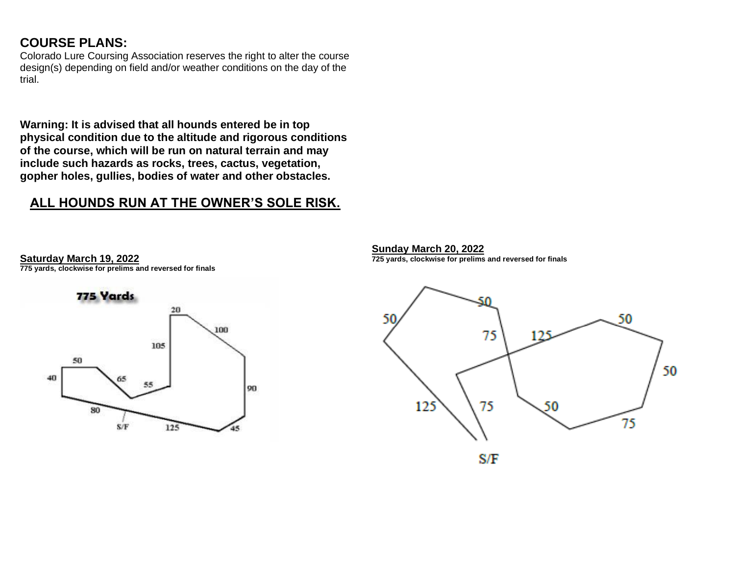## COURSE PLANS:

Colorado Lure Coursing Association reserves the right to alter the course design(s) depending on field and/or weather conditions on the day of the trial.

**Warning: It is advised that all hounds entered be in top physical condition due to the altitude and rigorous conditions of the course, which will be run on natural terrain and may include such hazards as rocks, trees, cactus, vegetation, gopher holes, gullies, bodies of water and other obstacles.**

## ALL HOUNDS RUN AT THE OWNER'S SOLE RISK.

**Saturday March 19, 2022**

**775 yards, clockwise for prelims and reversed for finals**

775 Yards

20 100 105 50 40 65 55 90 80 S/F 125 45

**Sunday March 20, 2022**

**725 yards, clockwise for prelims and reversed for finals**

50 50 75 125 50 50 125 75 50 75 S/F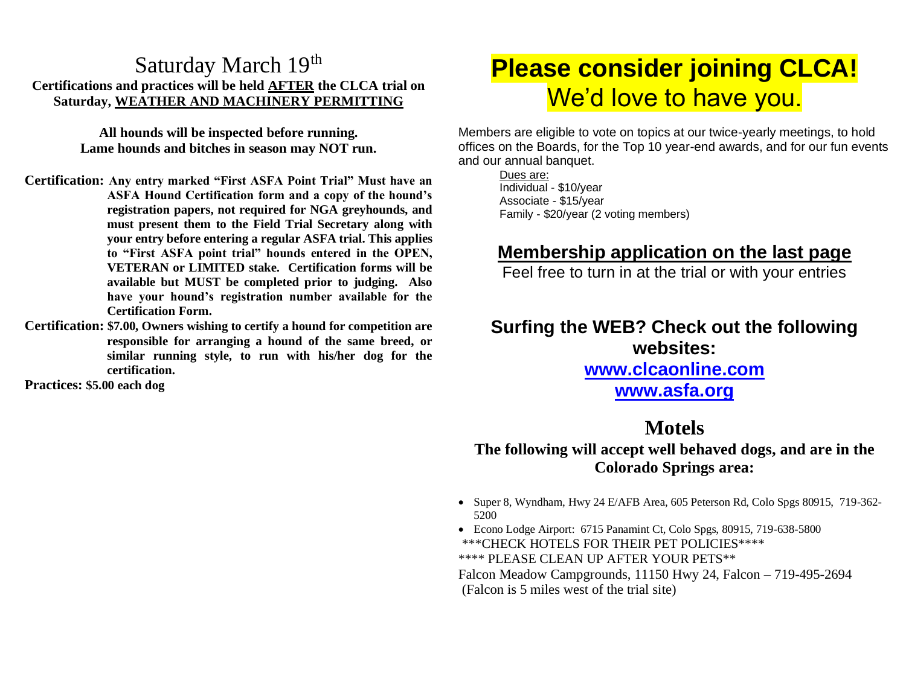# Saturday March 19th

**Certifications and practices will be held AFTER the CLCA trial on Saturday, WEATHER AND MACHINERY PERMITTING**

**All hounds will be inspected before running.**
**Lame hounds and bitches in season may NOT run.**

**Certification:** **Any entry marked "First ASFA Point Trial" Must have an ASFA Hound Certification form and a copy of the hound's registration papers, not required for NGA greyhounds, and must present them to the Field Trial Secretary along with your entry before entering a regular ASFA trial. This applies to "First ASFA point trial" hounds entered in the OPEN, VETERAN or LIMITED stake. Certification forms will be available but MUST be completed prior to judging. Also have your hound's registration number available for the Certification Form.**

**Certification:** **$7.00, Owners wishing to certify a hound for competition are responsible for arranging a hound of the same breed, or similar running style, to run with his/her dog for the certification.**

**Practices: $5.00 each dog**

# Please consider joining CLCA!

## We'd love to have you.

Members are eligible to vote on topics at our twice-yearly meetings, to hold offices on the Boards, for the Top 10 year-end awards, and for our fun events and our annual banquet.

Dues are:
Individual - $10/year
Associate - $15/year
Family - $20/year (2 voting members)

## Membership application on the last page

Feel free to turn in at the trial or with your entries

## Surfing the WEB? Check out the following websites:

**www.clcaonline.com**
**www.asfa.org**

## Motels

**The following will accept well behaved dogs, and are in the Colorado Springs area:**

- Super 8, Wyndham, Hwy 24 E/AFB Area, 605 Peterson Rd, Colo Spgs 80915, 719-362-5200
- Econo Lodge Airport: 6715 Panamint Ct, Colo Spgs, 80915, 719-638-5800

***CHECK HOTELS FOR THEIR PET POLICIES****

**** PLEASE CLEAN UP AFTER YOUR PETS**

Falcon Meadow Campgrounds, 11150 Hwy 24, Falcon – 719-495-2694
(Falcon is 5 miles west of the trial site)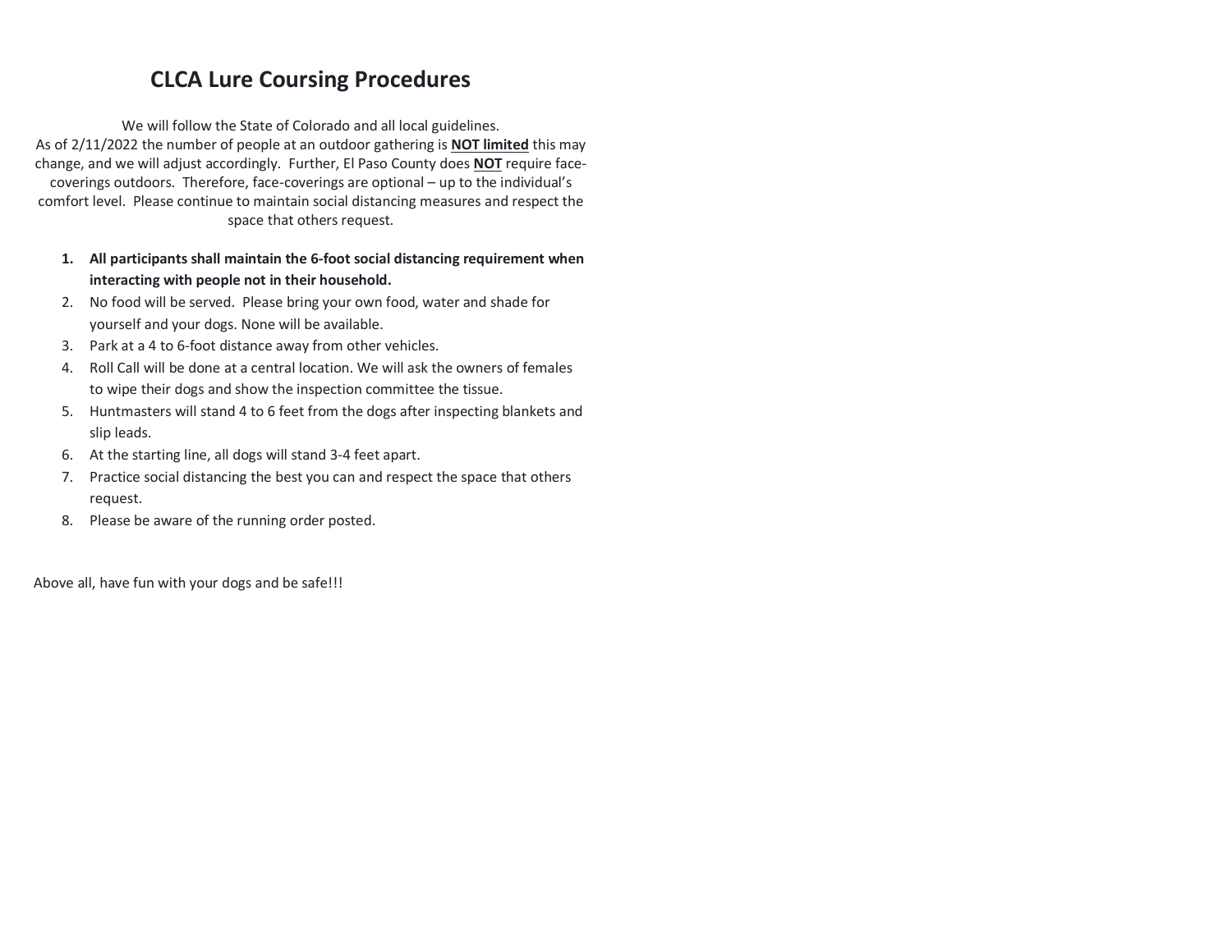# CLCA Lure Coursing Procedures

We will follow the State of Colorado and all local guidelines.
As of 2/11/2022 the number of people at an outdoor gathering is **NOT limited** this may change, and we will adjust accordingly. Further, El Paso County does **NOT** require face-coverings outdoors. Therefore, face-coverings are optional – up to the individual's comfort level. Please continue to maintain social distancing measures and respect the space that others request.

1. **All participants shall maintain the 6-foot social distancing requirement when interacting with people not in their household.**
2. No food will be served. Please bring your own food, water and shade for yourself and your dogs. None will be available.
3. Park at a 4 to 6-foot distance away from other vehicles.
4. Roll Call will be done at a central location. We will ask the owners of females to wipe their dogs and show the inspection committee the tissue.
5. Huntmasters will stand 4 to 6 feet from the dogs after inspecting blankets and slip leads.
6. At the starting line, all dogs will stand 3-4 feet apart.
7. Practice social distancing the best you can and respect the space that others request.
8. Please be aware of the running order posted.

Above all, have fun with your dogs and be safe!!!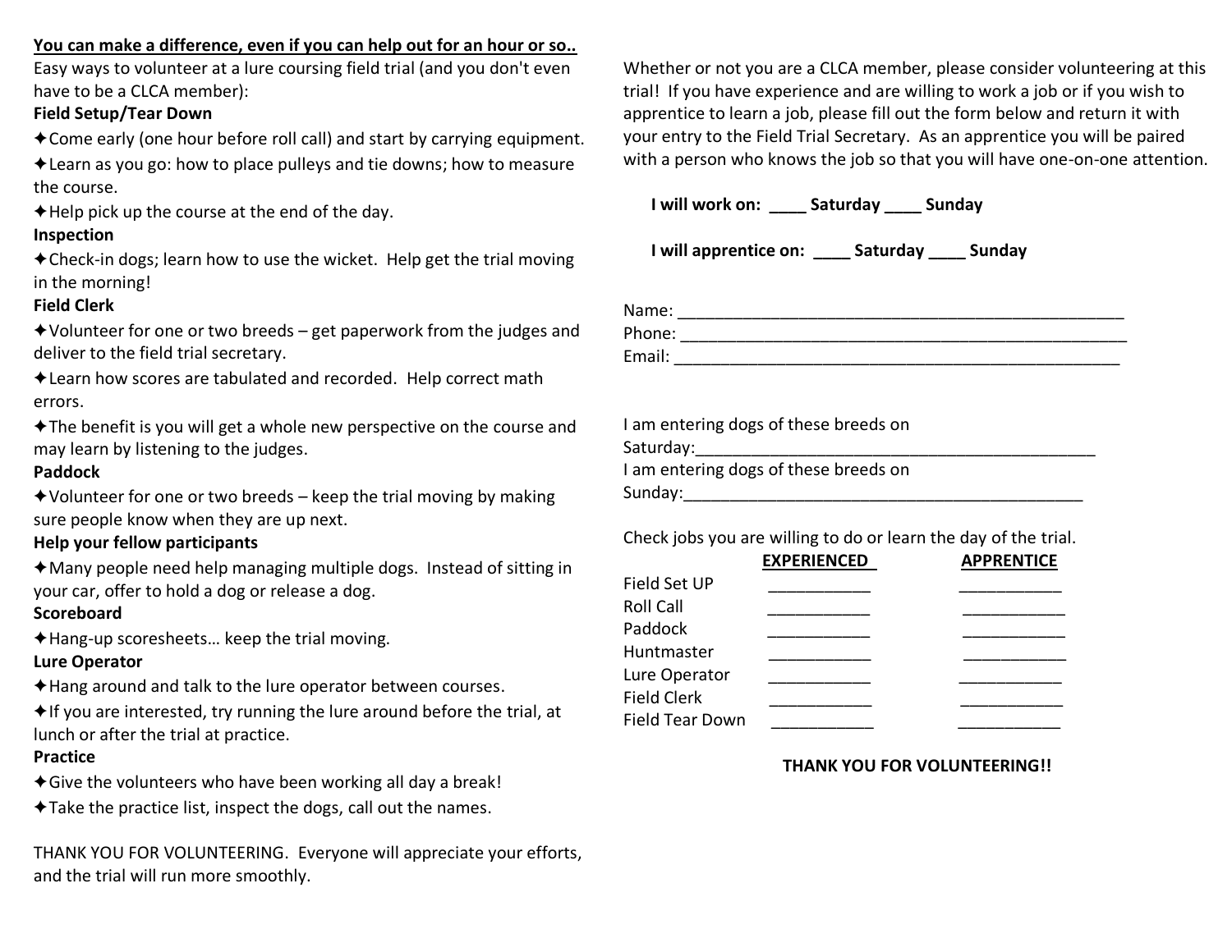**<u>You can make a difference, even if you can help out for an hour or so..</u>**

Easy ways to volunteer at a lure coursing field trial (and you don't even have to be a CLCA member):

**Field Setup/Tear Down**

✦Come early (one hour before roll call) and start by carrying equipment.

✦Learn as you go: how to place pulleys and tie downs; how to measure the course.

✦Help pick up the course at the end of the day.

**Inspection**

✦Check-in dogs; learn how to use the wicket. Help get the trial moving in the morning!

**Field Clerk**

✦Volunteer for one or two breeds – get paperwork from the judges and deliver to the field trial secretary.

✦Learn how scores are tabulated and recorded. Help correct math errors.

✦The benefit is you will get a whole new perspective on the course and may learn by listening to the judges.

**Paddock**

✦Volunteer for one or two breeds – keep the trial moving by making sure people know when they are up next.

**Help your fellow participants**

✦Many people need help managing multiple dogs. Instead of sitting in your car, offer to hold a dog or release a dog.

**Scoreboard**

✦Hang-up scoresheets… keep the trial moving.

**Lure Operator**

✦Hang around and talk to the lure operator between courses.

✦If you are interested, try running the lure around before the trial, at lunch or after the trial at practice.

**Practice**

✦Give the volunteers who have been working all day a break!

✦Take the practice list, inspect the dogs, call out the names.

THANK YOU FOR VOLUNTEERING. Everyone will appreciate your efforts, and the trial will run more smoothly.

Whether or not you are a CLCA member, please consider volunteering at this trial! If you have experience and are willing to work a job or if you wish to apprentice to learn a job, please fill out the form below and return it with your entry to the Field Trial Secretary. As an apprentice you will be paired with a person who knows the job so that you will have one-on-one attention.

**I will work on: ____ Saturday ____ Sunday**

**I will apprentice on: ____ Saturday ____ Sunday**

Name: ___________________________________________________

Phone: ___________________________________________________

Email: ___________________________________________________

I am entering dogs of these breeds on Saturday:_____________________________________________

I am entering dogs of these breeds on Sunday:_____________________________________________

Check jobs you are willing to do or learn the day of the trial.

| | **<u>EXPERIENCED</u>** | **<u>APPRENTICE</u>** |
|---|---|---|
| Field Set UP | ___________ | ___________ |
| Roll Call | ___________ | ___________ |
| Paddock | ___________ | ___________ |
| Huntmaster | ___________ | ___________ |
| Lure Operator | ___________ | ___________ |
| Field Clerk | ___________ | ___________ |
| Field Tear Down | ___________ | ___________ |

**THANK YOU FOR VOLUNTEERING!!**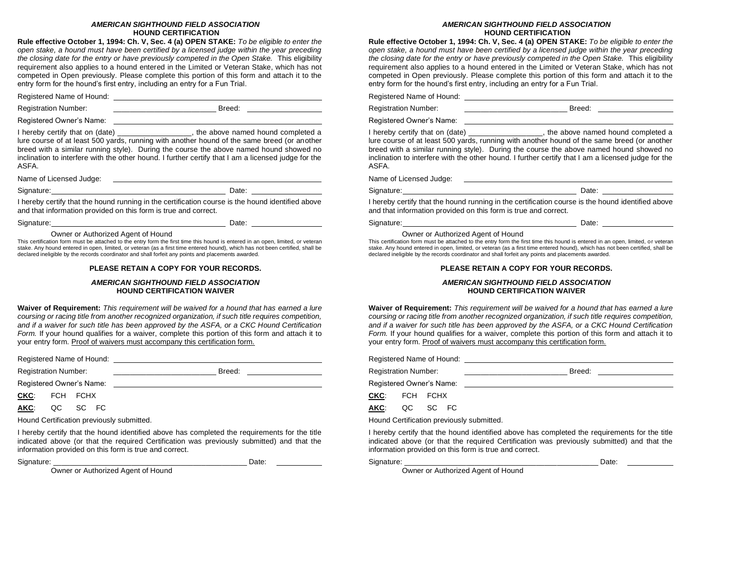### *AMERICAN SIGHTHOUND FIELD ASSOCIATION*
### HOUND CERTIFICATION

**Rule effective October 1, 1994: Ch. V, Sec. 4 (a) OPEN STAKE:** *To be eligible to enter the open stake, a hound must have been certified by a licensed judge within the year preceding the closing date for the entry or have previously competed in the Open Stake.* This eligibility requirement also applies to a hound entered in the Limited or Veteran Stake, which has not competed in Open previously. Please complete this portion of this form and attach it to the entry form for the hound's first entry, including an entry for a Fun Trial.

Registered Name of Hound: ______________________________

Registration Number: ____________________ Breed: ______________

Registered Owner's Name: ______________________________

I hereby certify that on (date) _______________, the above named hound completed a lure course of at least 500 yards, running with another hound of the same breed (or another breed with a similar running style). During the course the above named hound showed no inclination to interfere with the other hound. I further certify that I am a licensed judge for the ASFA.

Name of Licensed Judge: ______________________________

Signature: ______________________________ Date: ______________

I hereby certify that the hound running in the certification course is the hound identified above and that information provided on this form is true and correct.

Signature: ______________________________ Date: ______________

Owner or Authorized Agent of Hound

This certification form must be attached to the entry form the first time this hound is entered in an open, limited, or veteran stake. Any hound entered in open, limited, or veteran (as a first time entered hound), which has not been certified, shall be declared ineligible by the records coordinator and shall forfeit any points and placements awarded.

**PLEASE RETAIN A COPY FOR YOUR RECORDS.**

### *AMERICAN SIGHTHOUND FIELD ASSOCIATION*
### HOUND CERTIFICATION WAIVER

**Waiver of Requirement:** *This requirement will be waived for a hound that has earned a lure coursing or racing title from another recognized organization, if such title requires competition, and if a waiver for such title has been approved by the ASFA, or a CKC Hound Certification Form.* If your hound qualifies for a waiver, complete this portion of this form and attach it to your entry form. <u>Proof of waivers must accompany this certification form.</u>

Registered Name of Hound: ______________________________

Registration Number: ____________________ Breed: ______________

Registered Owner's Name: ______________________________

**<u>CKC</u>**: FCH FCHX

**<u>AKC</u>**: QC SC FC

Hound Certification previously submitted.

I hereby certify that the hound identified above has completed the requirements for the title indicated above (or that the required Certification was previously submitted) and that the information provided on this form is true and correct.

Signature: ______________________________ Date: __________

Owner or Authorized Agent of Hound

### *AMERICAN SIGHTHOUND FIELD ASSOCIATION*
### HOUND CERTIFICATION

**Rule effective October 1, 1994: Ch. V, Sec. 4 (a) OPEN STAKE:** *To be eligible to enter the open stake, a hound must have been certified by a licensed judge within the year preceding the closing date for the entry or have previously competed in the Open Stake.* This eligibility requirement also applies to a hound entered in the Limited or Veteran Stake, which has not competed in Open previously. Please complete this portion of this form and attach it to the entry form for the hound's first entry, including an entry for a Fun Trial.

Registered Name of Hound: ______________________________

Registration Number: ____________________ Breed: ______________

Registered Owner's Name: ______________________________

I hereby certify that on (date) _______________, the above named hound completed a lure course of at least 500 yards, running with another hound of the same breed (or another breed with a similar running style). During the course the above named hound showed no inclination to interfere with the other hound. I further certify that I am a licensed judge for the ASFA.

Name of Licensed Judge: ______________________________

Signature: ______________________________ Date: ______________

I hereby certify that the hound running in the certification course is the hound identified above and that information provided on this form is true and correct.

Signature: ______________________________ Date: ______________

Owner or Authorized Agent of Hound

This certification form must be attached to the entry form the first time this hound is entered in an open, limited, or veteran stake. Any hound entered in open, limited, or veteran (as a first time entered hound), which has not been certified, shall be declared ineligible by the records coordinator and shall forfeit any points and placements awarded.

**PLEASE RETAIN A COPY FOR YOUR RECORDS.**

### *AMERICAN SIGHTHOUND FIELD ASSOCIATION*
### HOUND CERTIFICATION WAIVER

**Waiver of Requirement:** *This requirement will be waived for a hound that has earned a lure coursing or racing title from another recognized organization, if such title requires competition, and if a waiver for such title has been approved by the ASFA, or a CKC Hound Certification Form.* If your hound qualifies for a waiver, complete this portion of this form and attach it to your entry form. <u>Proof of waivers must accompany this certification form.</u>

Registered Name of Hound: ______________________________

Registration Number: ____________________ Breed: ______________

Registered Owner's Name: ______________________________

**<u>CKC</u>**: FCH FCHX

**<u>AKC</u>**: QC SC FC

Hound Certification previously submitted.

I hereby certify that the hound identified above has completed the requirements for the title indicated above (or that the required Certification was previously submitted) and that the information provided on this form is true and correct.

Signature: ______________________________ Date: __________

Owner or Authorized Agent of Hound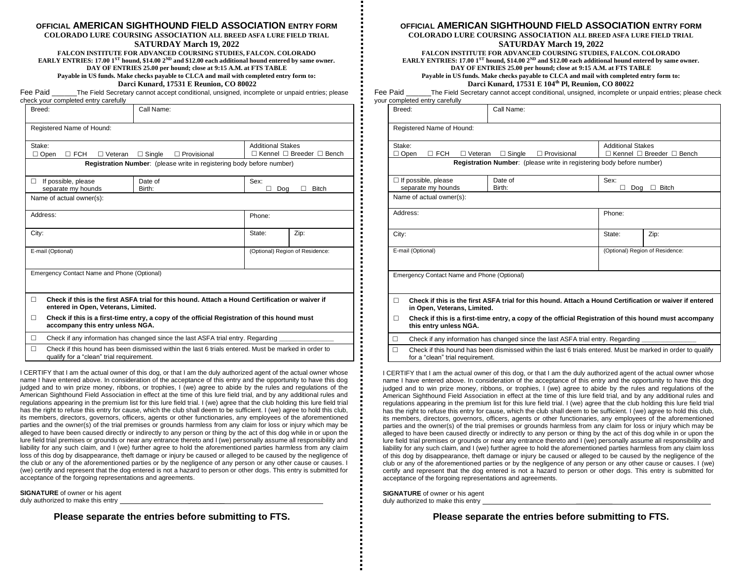**OFFICIAL AMERICAN SIGHTHOUND FIELD ASSOCIATION ENTRY FORM**

**COLORADO LURE COURSING ASSOCIATION ALL BREED ASFA LURE FIELD TRIAL**

**SATURDAY March 19, 2022**

**FALCON INSTITUTE FOR ADVANCED COURSING STUDIES, FALCON. COLORADO**

**EARLY ENTRIES: 17.00 1ST hound, $14.00 2ND and $12.00 each additional hound entered by same owner.**

**DAY OF ENTRIES 25.00 per hound; close at 9:15 A.M. at FTS TABLE**

**Payable in US funds. Make checks payable to CLCA and mail with completed entry form to:**

**Darci Kunard, 17531 E Reunion, CO 80022**

Fee Paid ______ The Field Secretary cannot accept conditional, unsigned, incomplete or unpaid entries; please check your completed entry carefully

| Breed: | Call Name: | | |
|---|---|---|---|
| Registered Name of Hound: | | | |
| Stake: ☐ Open ☐ FCH ☐ Veteran ☐ Single ☐ Provisional | | Additional Stakes ☐ Kennel ☐ Breeder ☐ Bench | |
| **Registration Number**: (please write in registering body before number) | | | |
| ☐ If possible, please separate my hounds | Date of Birth: | Sex: ☐ Dog ☐ Bitch | |
| Name of actual owner(s): | | | |
| Address: | | Phone: | |
| City: | | State: | Zip: |
| E-mail (Optional) | | (Optional) Region of Residence: | |
| Emergency Contact Name and Phone (Optional) | | | |

☐ **Check if this is the first ASFA trial for this hound. Attach a Hound Certification or waiver if entered in Open, Veterans, Limited.**

☐ **Check if this is a first-time entry, a copy of the official Registration of this hound must accompany this entry unless NGA.**

☐ Check if any information has changed since the last ASFA trial entry. Regarding ______________

☐ Check if this hound has been dismissed within the last 6 trials entered. Must be marked in order to qualify for a "clean" trial requirement.

I CERTIFY that I am the actual owner of this dog, or that I am the duly authorized agent of the actual owner whose name I have entered above. In consideration of the acceptance of this entry and the opportunity to have this dog judged and to win prize money, ribbons, or trophies, I (we) agree to abide by the rules and regulations of the American Sighthound Field Association in effect at the time of this lure field trial, and by any additional rules and regulations appearing in the premium list for this lure field trial. I (we) agree that the club holding this lure field trial has the right to refuse this entry for cause, which the club shall deem to be sufficient. I (we) agree to hold this club, its members, directors, governors, officers, agents or other functionaries, any employees of the aforementioned parties and the owner(s) of the trial premises or grounds harmless from any claim for loss or injury which may be alleged to have been caused directly or indirectly to any person or thing by the act of this dog while in or upon the lure field trial premises or grounds or near any entrance thereto and I (we) personally assume all responsibility and liability for any such claim, and I (we) further agree to hold the aforementioned parties harmless from any claim loss of this dog by disappearance, theft damage or injury be caused or alleged to be caused by the negligence of the club or any of the aforementioned parties or by the negligence of any person or any other cause or causes. I (we) certify and represent that the dog entered is not a hazard to person or other dogs. This entry is submitted for acceptance of the forgoing representations and agreements.

**SIGNATURE** of owner or his agent
duly authorized to make this entry ____________________________________

**Please separate the entries before submitting to FTS.**

---

**OFFICIAL AMERICAN SIGHTHOUND FIELD ASSOCIATION ENTRY FORM**

**COLORADO LURE COURSING ASSOCIATION ALL BREED ASFA LURE FIELD TRIAL**

**SATURDAY March 19, 2022**

**FALCON INSTITUTE FOR ADVANCED COURSING STUDIES, FALCON. COLORADO**

**EARLY ENTRIES: 17.00 1ST hound, $14.00 2ND and $12.00 each additional hound entered by same owner.**

**DAY OF ENTRIES 25.00 per hound; close at 9:15 A.M. at FTS TABLE**

**Payable in US funds. Make checks payable to CLCA and mail with completed entry form to:**

**Darci Kunard, 17531 E 104th Pl, Reunion, CO 80022**

Fee Paid ______ The Field Secretary cannot accept conditional, unsigned, incomplete or unpaid entries; please check your completed entry carefully

| Breed: | Call Name: | | |
|---|---|---|---|
| Registered Name of Hound: | | | |
| Stake: ☐ Open ☐ FCH ☐ Veteran ☐ Single ☐ Provisional | | Additional Stakes ☐ Kennel ☐ Breeder ☐ Bench | |
| **Registration Number**: (please write in registering body before number) | | | |
| ☐ If possible, please separate my hounds | Date of Birth: | Sex: ☐ Dog ☐ Bitch | |
| Name of actual owner(s): | | | |
| Address: | | Phone: | |
| City: | | State: | Zip: |
| E-mail (Optional) | | (Optional) Region of Residence: | |
| Emergency Contact Name and Phone (Optional) | | | |

☐ **Check if this is the first ASFA trial for this hound. Attach a Hound Certification or waiver if entered in Open, Veterans, Limited.**

☐ **Check if this is a first-time entry, a copy of the official Registration of this hound must accompany this entry unless NGA.**

☐ Check if any information has changed since the last ASFA trial entry. Regarding ______________

☐ Check if this hound has been dismissed within the last 6 trials entered. Must be marked in order to qualify for a "clean" trial requirement.

I CERTIFY that I am the actual owner of this dog, or that I am the duly authorized agent of the actual owner whose name I have entered above. In consideration of the acceptance of this entry and the opportunity to have this dog judged and to win prize money, ribbons, or trophies, I (we) agree to abide by the rules and regulations of the American Sighthound Field Association in effect at the time of this lure field trial, and by any additional rules and regulations appearing in the premium list for this lure field trial. I (we) agree that the club holding this lure field trial has the right to refuse this entry for cause, which the club shall deem to be sufficient. I (we) agree to hold this club, its members, directors, governors, officers, agents or other functionaries, any employees of the aforementioned parties and the owner(s) of the trial premises or grounds harmless from any claim for loss or injury which may be alleged to have been caused directly or indirectly to any person or thing by the act of this dog while in or upon the lure field trial premises or grounds or near any entrance thereto and I (we) personally assume all responsibility and liability for any such claim, and I (we) further agree to hold the aforementioned parties harmless from any claim loss of this dog by disappearance, theft damage or injury be caused or alleged to be caused by the negligence of the club or any of the aforementioned parties or by the negligence of any person or any other cause or causes. I (we) certify and represent that the dog entered is not a hazard to person or other dogs. This entry is submitted for acceptance of the forgoing representations and agreements.

**SIGNATURE** of owner or his agent
duly authorized to make this entry ____________________________________

**Please separate the entries before submitting to FTS.**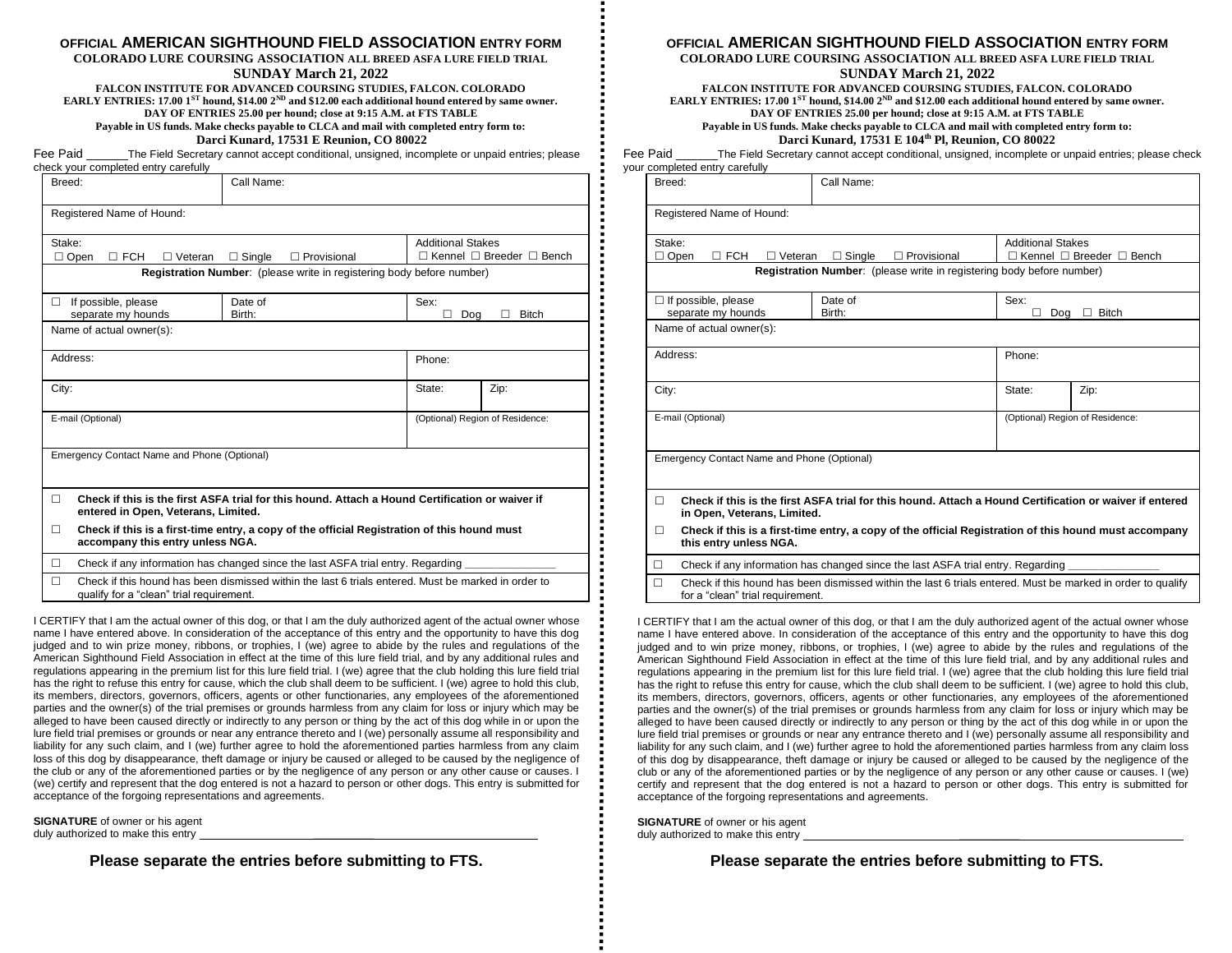**OFFICIAL AMERICAN SIGHTHOUND FIELD ASSOCIATION ENTRY FORM**

**COLORADO LURE COURSING ASSOCIATION ALL BREED ASFA LURE FIELD TRIAL**

**SUNDAY March 21, 2022**

**FALCON INSTITUTE FOR ADVANCED COURSING STUDIES, FALCON. COLORADO**

**EARLY ENTRIES: 17.00 1ST hound, $14.00 2ND and $12.00 each additional hound entered by same owner.**

**DAY OF ENTRIES 25.00 per hound; close at 9:15 A.M. at FTS TABLE**

**Payable in US funds. Make checks payable to CLCA and mail with completed entry form to:**

**Darci Kunard, 17531 E Reunion, CO 80022**

Fee Paid ______The Field Secretary cannot accept conditional, unsigned, incomplete or unpaid entries; please check your completed entry carefully

| | | | |
|---|---|---|---|
| Breed: | Call Name: | | |
| Registered Name of Hound: | | | |
| Stake: ☐ Open ☐ FCH ☐ Veteran ☐ Single ☐ Provisional | | Additional Stakes ☐ Kennel ☐ Breeder ☐ Bench | |
| **Registration Number**: (please write in registering body before number) | | | |
| ☐ If possible, please separate my hounds | Date of Birth: | Sex: ☐ Dog ☐ Bitch | |
| Name of actual owner(s): | | | |
| Address: | | Phone: | |
| City: | | State: | Zip: |
| E-mail (Optional) | | (Optional) Region of Residence: | |
| Emergency Contact Name and Phone (Optional) | | | |
| ☐ **Check if this is the first ASFA trial for this hound. Attach a Hound Certification or waiver if entered in Open, Veterans, Limited.** | | | |
| ☐ **Check if this is a first-time entry, a copy of the official Registration of this hound must accompany this entry unless NGA.** | | | |
| ☐ Check if any information has changed since the last ASFA trial entry. Regarding ______________ | | | |
| ☐ Check if this hound has been dismissed within the last 6 trials entered. Must be marked in order to qualify for a "clean" trial requirement. | | | |

I CERTIFY that I am the actual owner of this dog, or that I am the duly authorized agent of the actual owner whose name I have entered above. In consideration of the acceptance of this entry and the opportunity to have this dog judged and to win prize money, ribbons, or trophies, I (we) agree to abide by the rules and regulations of the American Sighthound Field Association in effect at the time of this lure field trial, and by any additional rules and regulations appearing in the premium list for this lure field trial. I (we) agree that the club holding this lure field trial has the right to refuse this entry for cause, which the club shall deem to be sufficient. I (we) agree to hold this club, its members, directors, governors, officers, agents or other functionaries, any employees of the aforementioned parties and the owner(s) of the trial premises or grounds harmless from any claim for loss or injury which may be alleged to have been caused directly or indirectly to any person or thing by the act of this dog while in or upon the lure field trial premises or grounds or near any entrance thereto and I (we) personally assume all responsibility and liability for any such claim, and I (we) further agree to hold the aforementioned parties harmless from any claim loss of this dog by disappearance, theft damage or injury be caused or alleged to be caused by the negligence of the club or any of the aforementioned parties or by the negligence of any person or any other cause or causes. I (we) certify and represent that the dog entered is not a hazard to person or other dogs. This entry is submitted for acceptance of the forgoing representations and agreements.

**SIGNATURE** of owner or his agent
duly authorized to make this entry ________________________________________

**Please separate the entries before submitting to FTS.**

---

**OFFICIAL AMERICAN SIGHTHOUND FIELD ASSOCIATION ENTRY FORM**

**COLORADO LURE COURSING ASSOCIATION ALL BREED ASFA LURE FIELD TRIAL**

**SUNDAY March 21, 2022**

**FALCON INSTITUTE FOR ADVANCED COURSING STUDIES, FALCON. COLORADO**

**EARLY ENTRIES: 17.00 1ST hound, $14.00 2ND and $12.00 each additional hound entered by same owner.**

**DAY OF ENTRIES 25.00 per hound; close at 9:15 A.M. at FTS TABLE**

**Payable in US funds. Make checks payable to CLCA and mail with completed entry form to:**

**Darci Kunard, 17531 E 104th Pl, Reunion, CO 80022**

Fee Paid ______The Field Secretary cannot accept conditional, unsigned, incomplete or unpaid entries; please check your completed entry carefully

| | | | |
|---|---|---|---|
| Breed: | Call Name: | | |
| Registered Name of Hound: | | | |
| Stake: ☐ Open ☐ FCH ☐ Veteran ☐ Single ☐ Provisional | | Additional Stakes ☐ Kennel ☐ Breeder ☐ Bench | |
| **Registration Number**: (please write in registering body before number) | | | |
| ☐ If possible, please separate my hounds | Date of Birth: | Sex: ☐ Dog ☐ Bitch | |
| Name of actual owner(s): | | | |
| Address: | | Phone: | |
| City: | | State: | Zip: |
| E-mail (Optional) | | (Optional) Region of Residence: | |
| Emergency Contact Name and Phone (Optional) | | | |
| ☐ **Check if this is the first ASFA trial for this hound. Attach a Hound Certification or waiver if entered in Open, Veterans, Limited.** | | | |
| ☐ **Check if this is a first-time entry, a copy of the official Registration of this hound must accompany this entry unless NGA.** | | | |
| ☐ Check if any information has changed since the last ASFA trial entry. Regarding ______________ | | | |
| ☐ Check if this hound has been dismissed within the last 6 trials entered. Must be marked in order to qualify for a "clean" trial requirement. | | | |

I CERTIFY that I am the actual owner of this dog, or that I am the duly authorized agent of the actual owner whose name I have entered above. In consideration of the acceptance of this entry and the opportunity to have this dog judged and to win prize money, ribbons, or trophies, I (we) agree to abide by the rules and regulations of the American Sighthound Field Association in effect at the time of this lure field trial, and by any additional rules and regulations appearing in the premium list for this lure field trial. I (we) agree that the club holding this lure field trial has the right to refuse this entry for cause, which the club shall deem to be sufficient. I (we) agree to hold this club, its members, directors, governors, officers, agents or other functionaries, any employees of the aforementioned parties and the owner(s) of the trial premises or grounds harmless from any claim for loss or injury which may be alleged to have been caused directly or indirectly to any person or thing by the act of this dog while in or upon the lure field trial premises or grounds or near any entrance thereto and I (we) personally assume all responsibility and liability for any such claim, and I (we) further agree to hold the aforementioned parties harmless from any claim loss of this dog by disappearance, theft damage or injury be caused or alleged to be caused by the negligence of the club or any of the aforementioned parties or by the negligence of any person or any other cause or causes. I (we) certify and represent that the dog entered is not a hazard to person or other dogs. This entry is submitted for acceptance of the forgoing representations and agreements.

**SIGNATURE** of owner or his agent
duly authorized to make this entry ________________________________________

**Please separate the entries before submitting to FTS.**